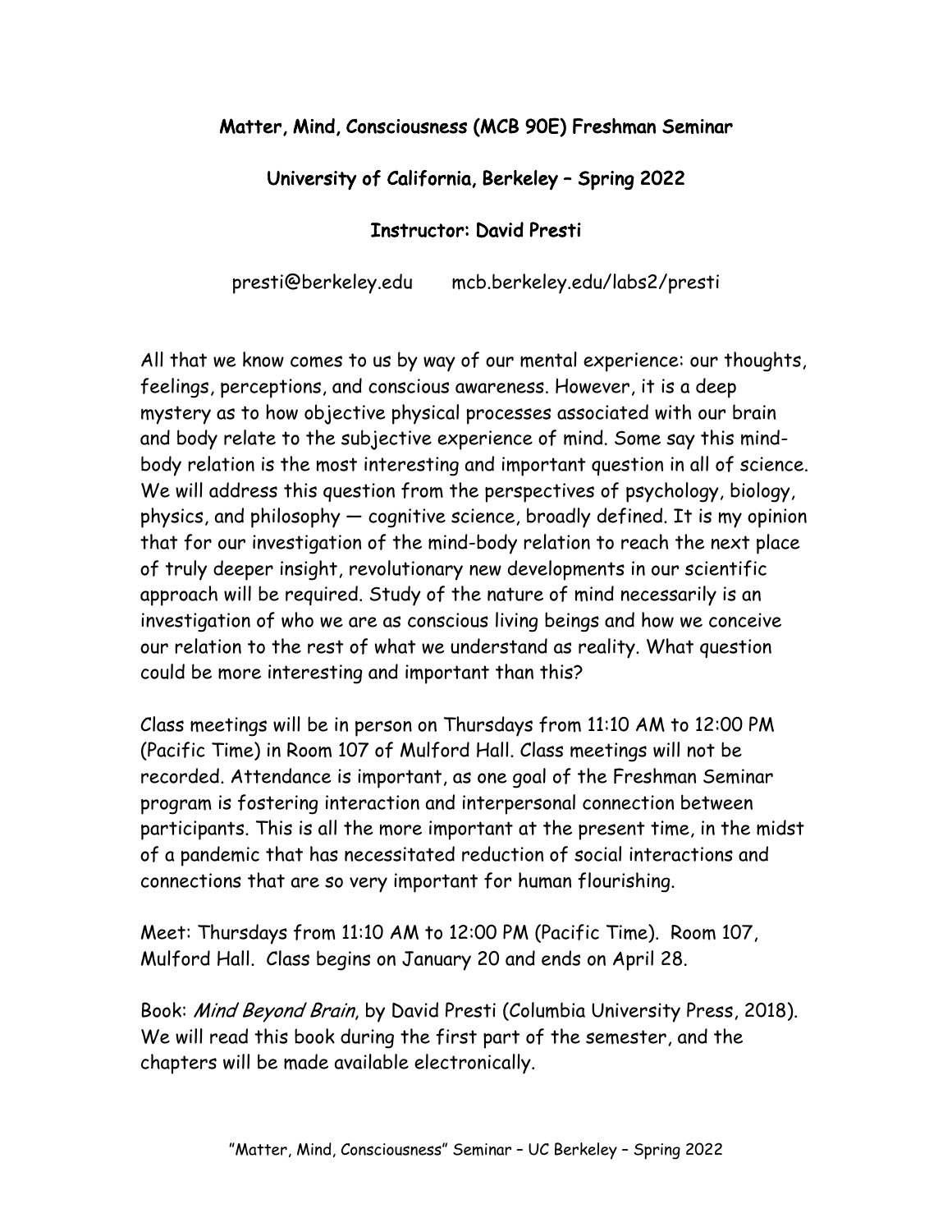# Matter, Mind, Consciousness (MCB 90E) Freshman Seminar

## University of California, Berkeley – Spring 2022

### Instructor: David Presti

presti@berkeley.edu mcb.berkeley.edu/labs2/presti

All that we know comes to us by way of our mental experience: our thoughts, feelings, perceptions, and conscious awareness. However, it is a deep mystery as to how objective physical processes associated with our brain and body relate to the subjective experience of mind. Some say this mind-body relation is the most interesting and important question in all of science. We will address this question from the perspectives of psychology, biology, physics, and philosophy — cognitive science, broadly defined. It is my opinion that for our investigation of the mind-body relation to reach the next place of truly deeper insight, revolutionary new developments in our scientific approach will be required. Study of the nature of mind necessarily is an investigation of who we are as conscious living beings and how we conceive our relation to the rest of what we understand as reality. What question could be more interesting and important than this?

Class meetings will be in person on Thursdays from 11:10 AM to 12:00 PM (Pacific Time) in Room 107 of Mulford Hall. Class meetings will not be recorded. Attendance is important, as one goal of the Freshman Seminar program is fostering interaction and interpersonal connection between participants. This is all the more important at the present time, in the midst of a pandemic that has necessitated reduction of social interactions and connections that are so very important for human flourishing.

Meet: Thursdays from 11:10 AM to 12:00 PM (Pacific Time). Room 107, Mulford Hall. Class begins on January 20 and ends on April 28.

Book: *Mind Beyond Brain*, by David Presti (Columbia University Press, 2018). We will read this book during the first part of the semester, and the chapters will be made available electronically.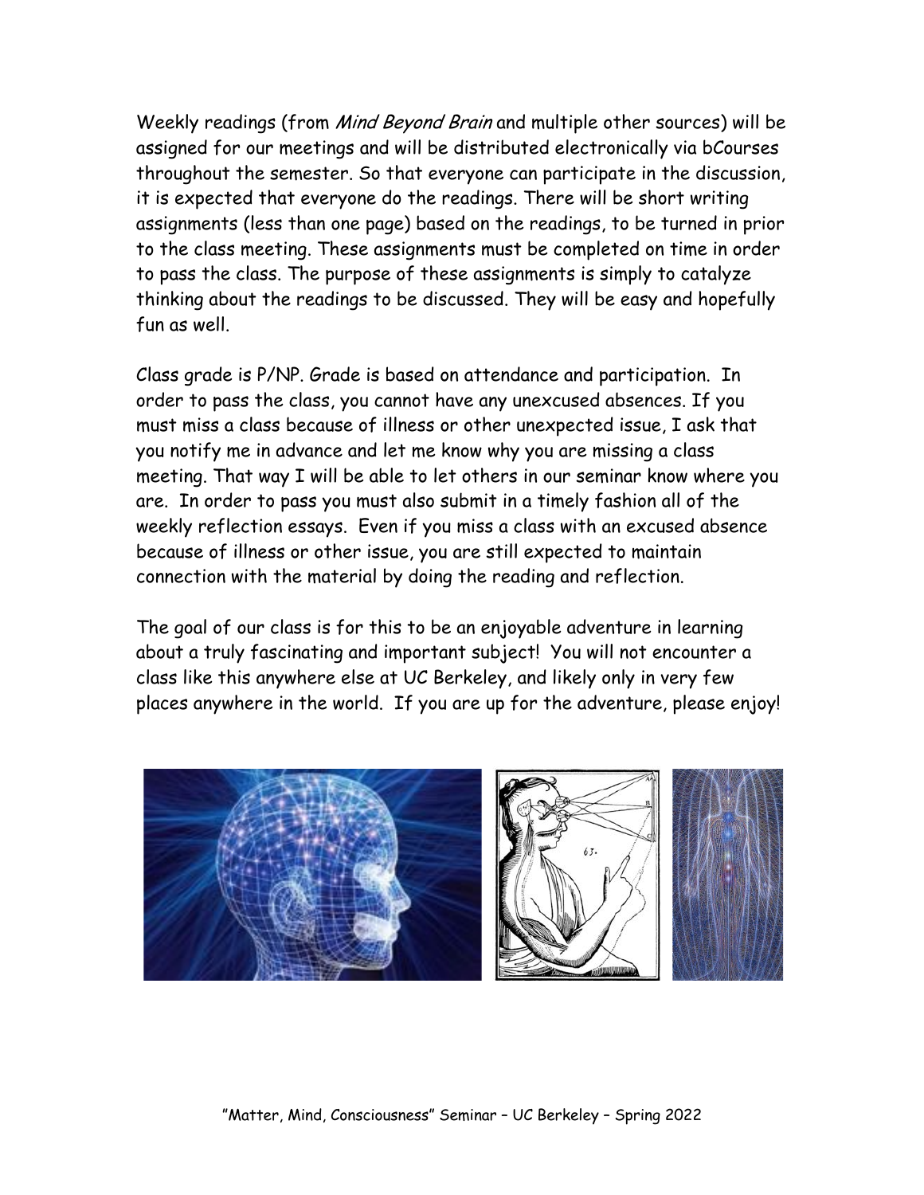Weekly readings (from *Mind Beyond Brain* and multiple other sources) will be assigned for our meetings and will be distributed electronically via bCourses throughout the semester. So that everyone can participate in the discussion, it is expected that everyone do the readings. There will be short writing assignments (less than one page) based on the readings, to be turned in prior to the class meeting. These assignments must be completed on time in order to pass the class. The purpose of these assignments is simply to catalyze thinking about the readings to be discussed. They will be easy and hopefully fun as well.

Class grade is P/NP. Grade is based on attendance and participation. In order to pass the class, you cannot have any unexcused absences. If you must miss a class because of illness or other unexpected issue, I ask that you notify me in advance and let me know why you are missing a class meeting. That way I will be able to let others in our seminar know where you are. In order to pass you must also submit in a timely fashion all of the weekly reflection essays. Even if you miss a class with an excused absence because of illness or other issue, you are still expected to maintain connection with the material by doing the reading and reflection.

The goal of our class is for this to be an enjoyable adventure in learning about a truly fascinating and important subject! You will not encounter a class like this anywhere else at UC Berkeley, and likely only in very few places anywhere in the world. If you are up for the adventure, please enjoy!